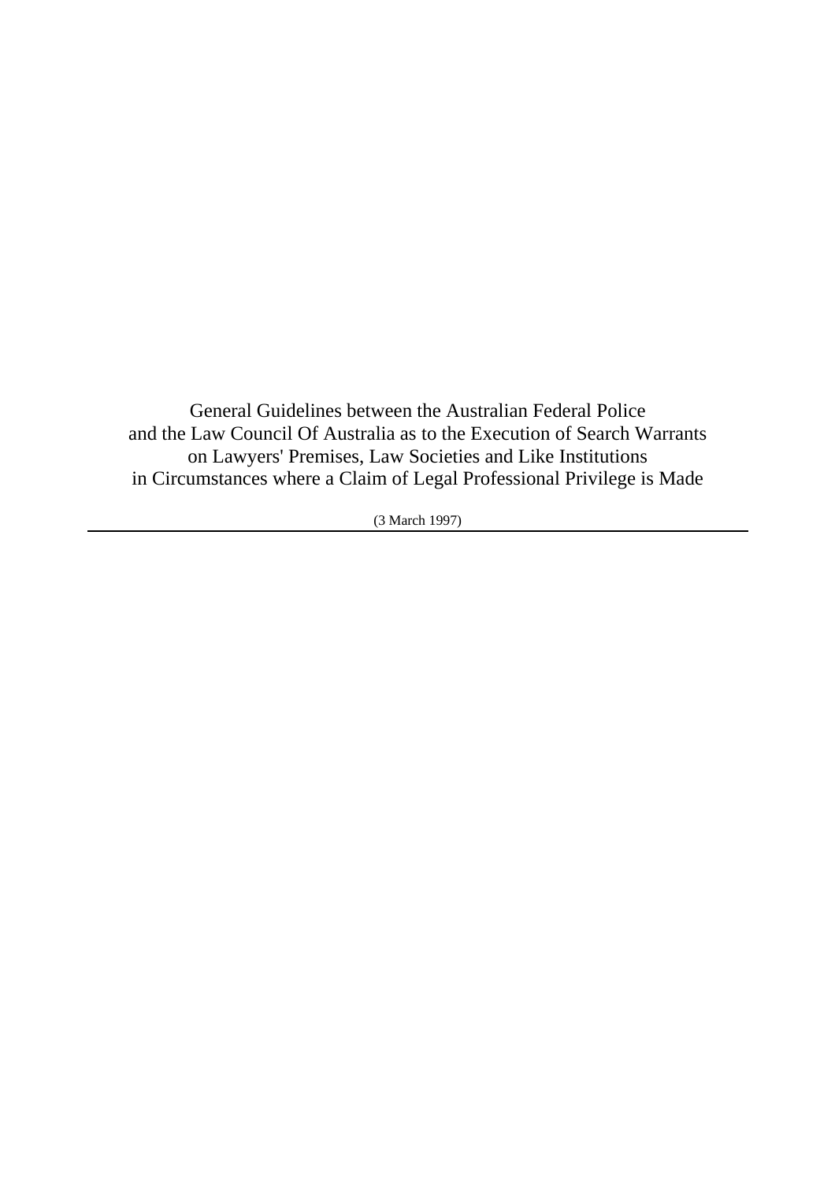# General Guidelines between the Australian Federal Police and the Law Council Of Australia as to the Execution of Search Warrants on Lawyers' Premises, Law Societies and Like Institutions in Circumstances where a Claim of Legal Professional Privilege is Made

(3 March 1997)

---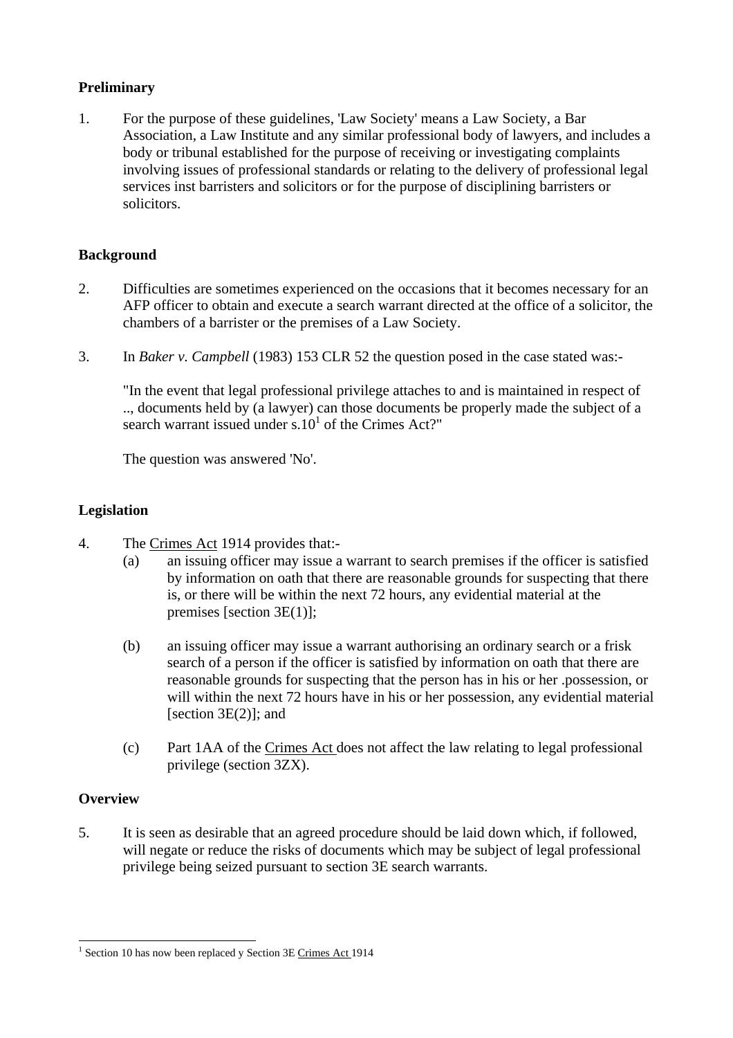**Preliminary**

1. For the purpose of these guidelines, 'Law Society' means a Law Society, a Bar Association, a Law Institute and any similar professional body of lawyers, and includes a body or tribunal established for the purpose of receiving or investigating complaints involving issues of professional standards or relating to the delivery of professional legal services inst barristers and solicitors or for the purpose of disciplining barristers or solicitors.

**Background**

2. Difficulties are sometimes experienced on the occasions that it becomes necessary for an AFP officer to obtain and execute a search warrant directed at the office of a solicitor, the chambers of a barrister or the premises of a Law Society.

3. In *Baker v. Campbell* (1983) 153 CLR 52 the question posed in the case stated was:-

   "In the event that legal professional privilege attaches to and is maintained in respect of .., documents held by (a lawyer) can those documents be properly made the subject of a search warrant issued under s.10[1] of the Crimes Act?"

   The question was answered 'No'.

**Legislation**

4. The Crimes Act 1914 provides that:-
   (a) an issuing officer may issue a warrant to search premises if the officer is satisfied by information on oath that there are reasonable grounds for suspecting that there is, or there will be within the next 72 hours, any evidential material at the premises [section 3E(1)];

   (b) an issuing officer may issue a warrant authorising an ordinary search or a frisk search of a person if the officer is satisfied by information on oath that there are reasonable grounds for suspecting that the person has in his or her .possession, or will within the next 72 hours have in his or her possession, any evidential material [section 3E(2)]; and

   (c) Part 1AA of the Crimes Act does not affect the law relating to legal professional privilege (section 3ZX).

**Overview**

5. It is seen as desirable that an agreed procedure should be laid down which, if followed, will negate or reduce the risks of documents which may be subject of legal professional privilege being seized pursuant to section 3E search warrants.

[1] Section 10 has now been replaced y Section 3E Crimes Act 1914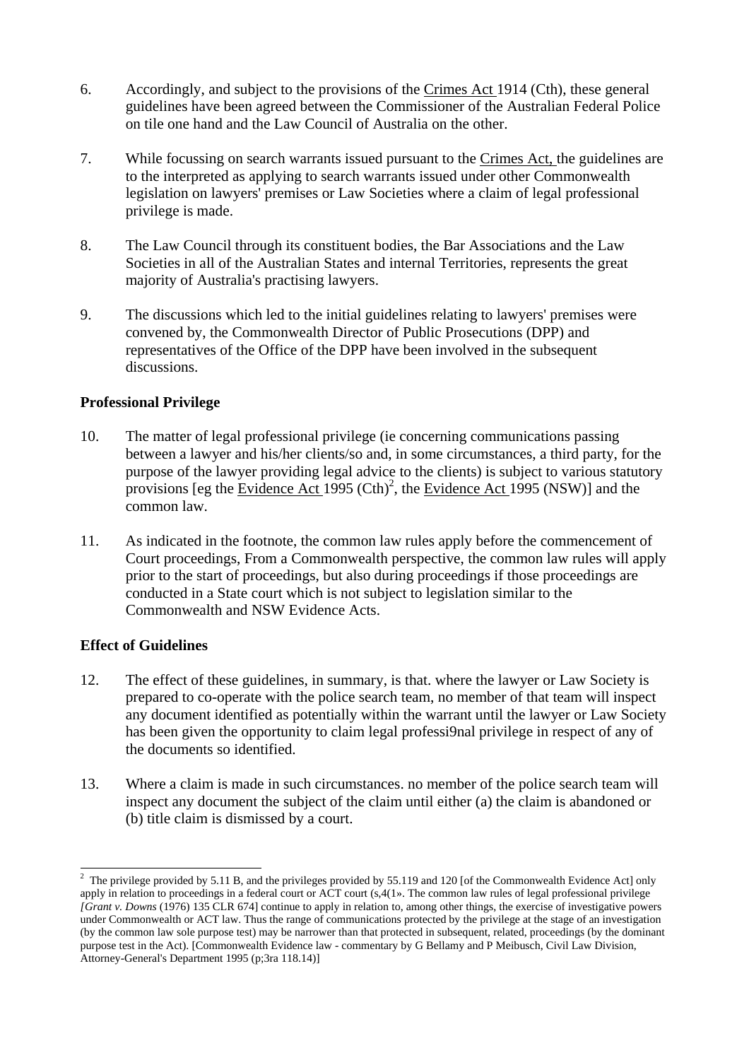6. Accordingly, and subject to the provisions of the Crimes Act 1914 (Cth), these general guidelines have been agreed between the Commissioner of the Australian Federal Police on tile one hand and the Law Council of Australia on the other.

7. While focussing on search warrants issued pursuant to the Crimes Act, the guidelines are to the interpreted as applying to search warrants issued under other Commonwealth legislation on lawyers' premises or Law Societies where a claim of legal professional privilege is made.

8. The Law Council through its constituent bodies, the Bar Associations and the Law Societies in all of the Australian States and internal Territories, represents the great majority of Australia's practising lawyers.

9. The discussions which led to the initial guidelines relating to lawyers' premises were convened by, the Commonwealth Director of Public Prosecutions (DPP) and representatives of the Office of the DPP have been involved in the subsequent discussions.

**Professional Privilege**

10. The matter of legal professional privilege (ie concerning communications passing between a lawyer and his/her clients/so and, in some circumstances, a third party, for the purpose of the lawyer providing legal advice to the clients) is subject to various statutory provisions [eg the Evidence Act 1995 (Cth)[2], the Evidence Act 1995 (NSW)] and the common law.

11. As indicated in the footnote, the common law rules apply before the commencement of Court proceedings, From a Commonwealth perspective, the common law rules will apply prior to the start of proceedings, but also during proceedings if those proceedings are conducted in a State court which is not subject to legislation similar to the Commonwealth and NSW Evidence Acts.

**Effect of Guidelines**

12. The effect of these guidelines, in summary, is that. where the lawyer or Law Society is prepared to co-operate with the police search team, no member of that team will inspect any document identified as potentially within the warrant until the lawyer or Law Society has been given the opportunity to claim legal professi9nal privilege in respect of any of the documents so identified.

13. Where a claim is made in such circumstances. no member of the police search team will inspect any document the subject of the claim until either (a) the claim is abandoned or (b) title claim is dismissed by a court.

---

[2] The privilege provided by 5.11 B, and the privileges provided by 55.119 and 120 [of the Commonwealth Evidence Act] only apply in relation to proceedings in a federal court or ACT court (s,4(1». The common law rules of legal professional privilege *[Grant v. Downs* (1976) 135 CLR 674] continue to apply in relation to, among other things, the exercise of investigative powers under Commonwealth or ACT law. Thus the range of communications protected by the privilege at the stage of an investigation (by the common law sole purpose test) may be narrower than that protected in subsequent, related, proceedings (by the dominant purpose test in the Act). [Commonwealth Evidence law - commentary by G Bellamy and P Meibusch, Civil Law Division, Attorney-General's Department 1995 (p;3ra 118.14)]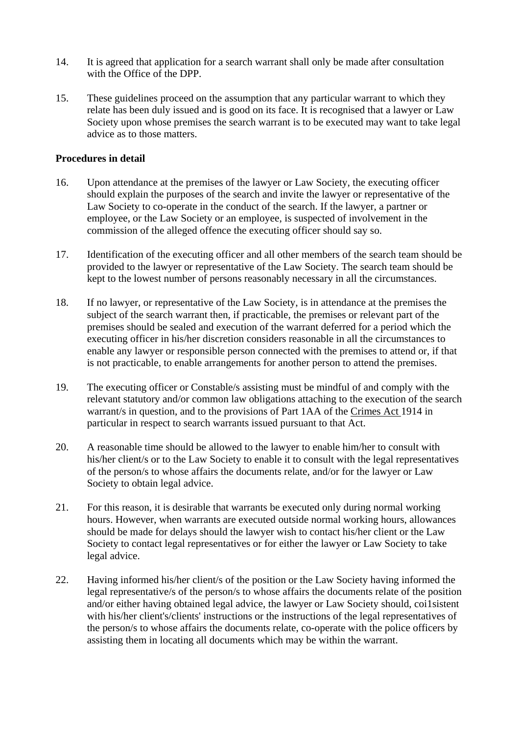14. It is agreed that application for a search warrant shall only be made after consultation with the Office of the DPP.

15. These guidelines proceed on the assumption that any particular warrant to which they relate has been duly issued and is good on its face. It is recognised that a lawyer or Law Society upon whose premises the search warrant is to be executed may want to take legal advice as to those matters.

**Procedures in detail**

16. Upon attendance at the premises of the lawyer or Law Society, the executing officer should explain the purposes of the search and invite the lawyer or representative of the Law Society to co-operate in the conduct of the search. If the lawyer, a partner or employee, or the Law Society or an employee, is suspected of involvement in the commission of the alleged offence the executing officer should say so.

17. Identification of the executing officer and all other members of the search team should be provided to the lawyer or representative of the Law Society. The search team should be kept to the lowest number of persons reasonably necessary in all the circumstances.

18. If no lawyer, or representative of the Law Society, is in attendance at the premises the subject of the search warrant then, if practicable, the premises or relevant part of the premises should be sealed and execution of the warrant deferred for a period which the executing officer in his/her discretion considers reasonable in all the circumstances to enable any lawyer or responsible person connected with the premises to attend or, if that is not practicable, to enable arrangements for another person to attend the premises.

19. The executing officer or Constable/s assisting must be mindful of and comply with the relevant statutory and/or common law obligations attaching to the execution of the search warrant/s in question, and to the provisions of Part 1AA of the Crimes Act 1914 in particular in respect to search warrants issued pursuant to that Act.

20. A reasonable time should be allowed to the lawyer to enable him/her to consult with his/her client/s or to the Law Society to enable it to consult with the legal representatives of the person/s to whose affairs the documents relate, and/or for the lawyer or Law Society to obtain legal advice.

21. For this reason, it is desirable that warrants be executed only during normal working hours. However, when warrants are executed outside normal working hours, allowances should be made for delays should the lawyer wish to contact his/her client or the Law Society to contact legal representatives or for either the lawyer or Law Society to take legal advice.

22. Having informed his/her client/s of the position or the Law Society having informed the legal representative/s of the person/s to whose affairs the documents relate of the position and/or either having obtained legal advice, the lawyer or Law Society should, coi1sistent with his/her client's/clients' instructions or the instructions of the legal representatives of the person/s to whose affairs the documents relate, co-operate with the police officers by assisting them in locating all documents which may be within the warrant.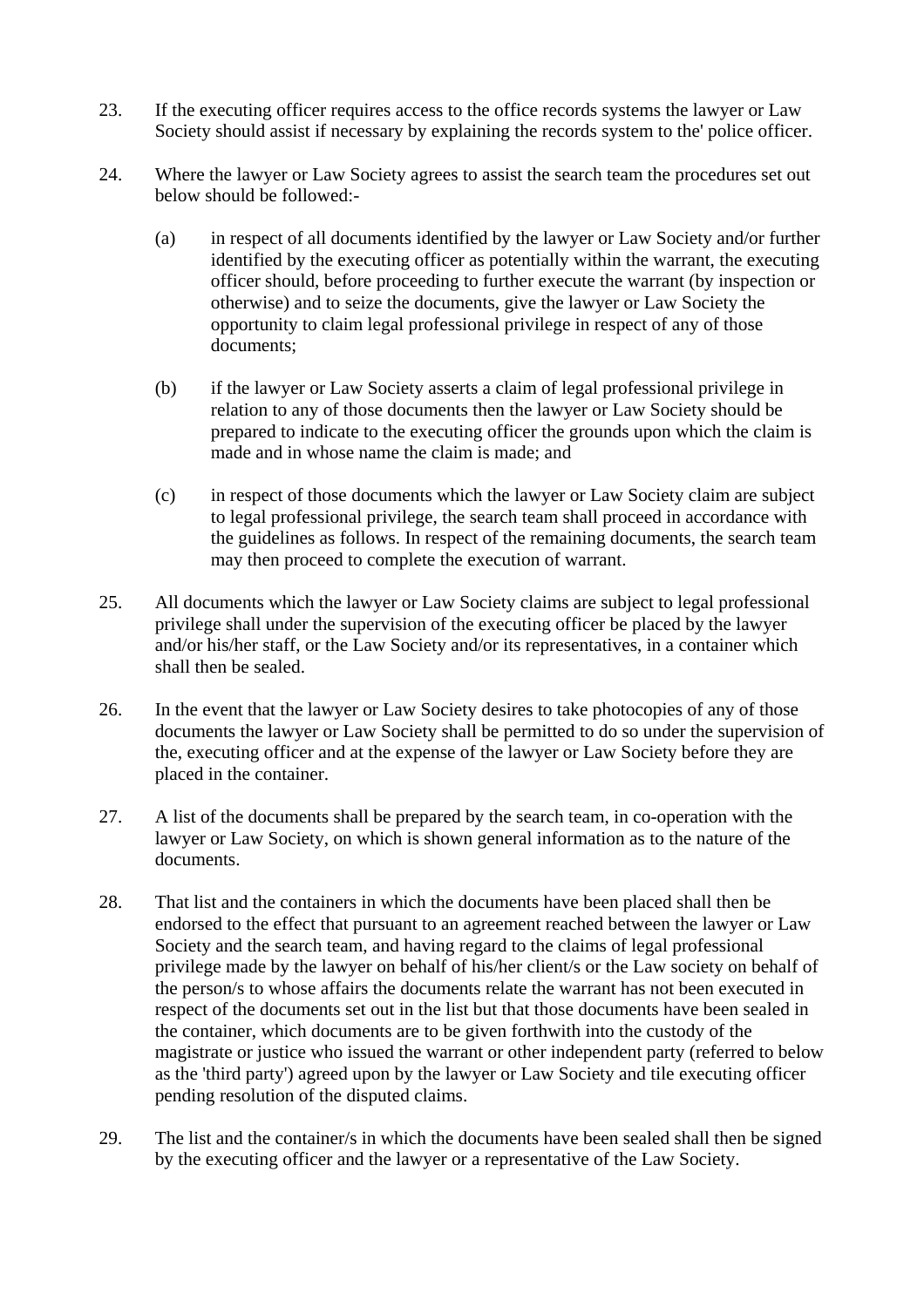23. If the executing officer requires access to the office records systems the lawyer or Law Society should assist if necessary by explaining the records system to the' police officer.

24. Where the lawyer or Law Society agrees to assist the search team the procedures set out below should be followed:-

    (a) in respect of all documents identified by the lawyer or Law Society and/or further identified by the executing officer as potentially within the warrant, the executing officer should, before proceeding to further execute the warrant (by inspection or otherwise) and to seize the documents, give the lawyer or Law Society the opportunity to claim legal professional privilege in respect of any of those documents;

    (b) if the lawyer or Law Society asserts a claim of legal professional privilege in relation to any of those documents then the lawyer or Law Society should be prepared to indicate to the executing officer the grounds upon which the claim is made and in whose name the claim is made; and

    (c) in respect of those documents which the lawyer or Law Society claim are subject to legal professional privilege, the search team shall proceed in accordance with the guidelines as follows. In respect of the remaining documents, the search team may then proceed to complete the execution of warrant.

25. All documents which the lawyer or Law Society claims are subject to legal professional privilege shall under the supervision of the executing officer be placed by the lawyer and/or his/her staff, or the Law Society and/or its representatives, in a container which shall then be sealed.

26. In the event that the lawyer or Law Society desires to take photocopies of any of those documents the lawyer or Law Society shall be permitted to do so under the supervision of the, executing officer and at the expense of the lawyer or Law Society before they are placed in the container.

27. A list of the documents shall be prepared by the search team, in co-operation with the lawyer or Law Society, on which is shown general information as to the nature of the documents.

28. That list and the containers in which the documents have been placed shall then be endorsed to the effect that pursuant to an agreement reached between the lawyer or Law Society and the search team, and having regard to the claims of legal professional privilege made by the lawyer on behalf of his/her client/s or the Law society on behalf of the person/s to whose affairs the documents relate the warrant has not been executed in respect of the documents set out in the list but that those documents have been sealed in the container, which documents are to be given forthwith into the custody of the magistrate or justice who issued the warrant or other independent party (referred to below as the 'third party') agreed upon by the lawyer or Law Society and tile executing officer pending resolution of the disputed claims.

29. The list and the container/s in which the documents have been sealed shall then be signed by the executing officer and the lawyer or a representative of the Law Society.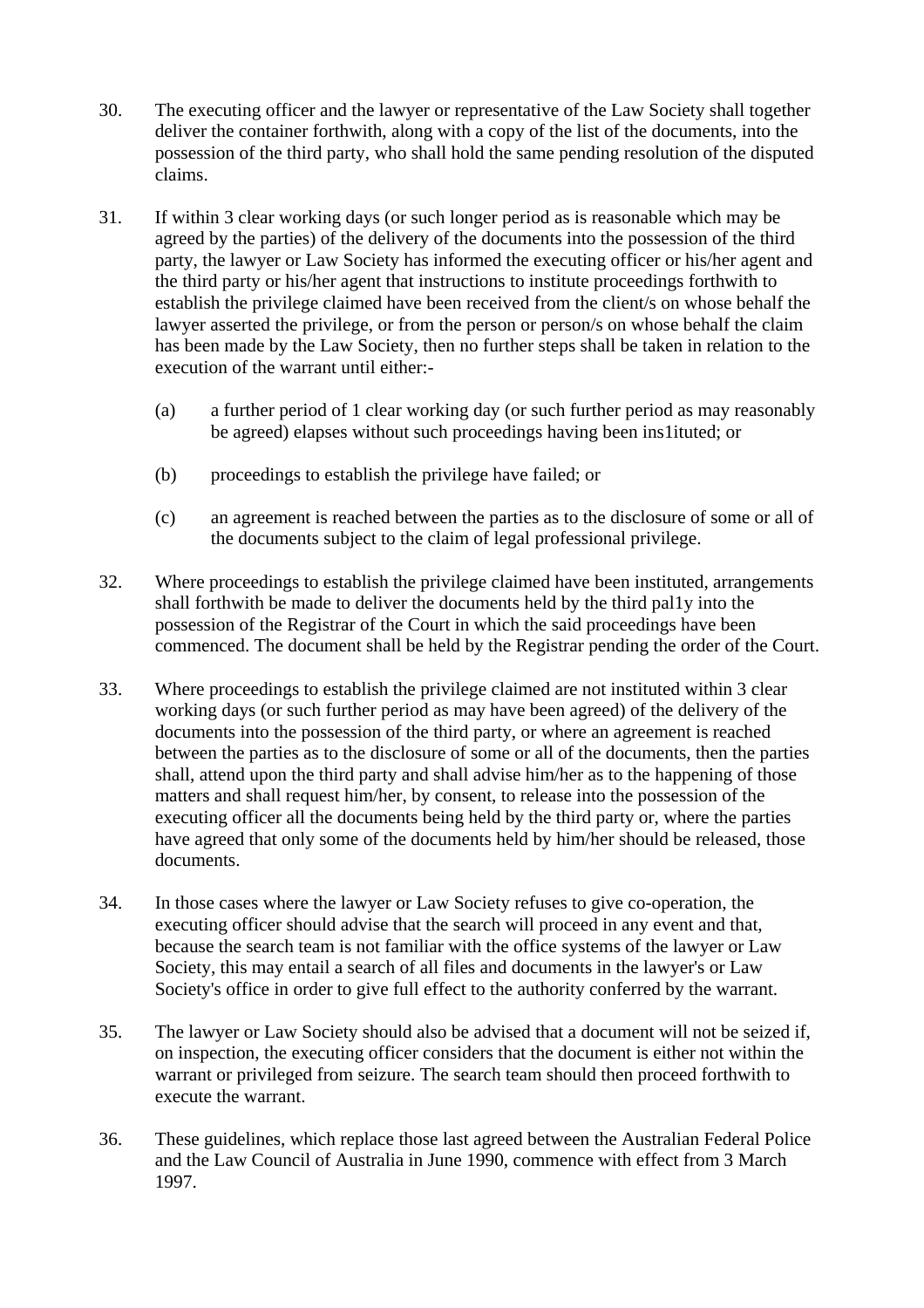30. The executing officer and the lawyer or representative of the Law Society shall together deliver the container forthwith, along with a copy of the list of the documents, into the possession of the third party, who shall hold the same pending resolution of the disputed claims.

31. If within 3 clear working days (or such longer period as is reasonable which may be agreed by the parties) of the delivery of the documents into the possession of the third party, the lawyer or Law Society has informed the executing officer or his/her agent and the third party or his/her agent that instructions to institute proceedings forthwith to establish the privilege claimed have been received from the client/s on whose behalf the lawyer asserted the privilege, or from the person or person/s on whose behalf the claim has been made by the Law Society, then no further steps shall be taken in relation to the execution of the warrant until either:-

    (a) a further period of 1 clear working day (or such further period as may reasonably be agreed) elapses without such proceedings having been ins1ituted; or

    (b) proceedings to establish the privilege have failed; or

    (c) an agreement is reached between the parties as to the disclosure of some or all of the documents subject to the claim of legal professional privilege.

32. Where proceedings to establish the privilege claimed have been instituted, arrangements shall forthwith be made to deliver the documents held by the third pal1y into the possession of the Registrar of the Court in which the said proceedings have been commenced. The document shall be held by the Registrar pending the order of the Court.

33. Where proceedings to establish the privilege claimed are not instituted within 3 clear working days (or such further period as may have been agreed) of the delivery of the documents into the possession of the third party, or where an agreement is reached between the parties as to the disclosure of some or all of the documents, then the parties shall, attend upon the third party and shall advise him/her as to the happening of those matters and shall request him/her, by consent, to release into the possession of the executing officer all the documents being held by the third party or, where the parties have agreed that only some of the documents held by him/her should be released, those documents.

34. In those cases where the lawyer or Law Society refuses to give co-operation, the executing officer should advise that the search will proceed in any event and that, because the search team is not familiar with the office systems of the lawyer or Law Society, this may entail a search of all files and documents in the lawyer's or Law Society's office in order to give full effect to the authority conferred by the warrant.

35. The lawyer or Law Society should also be advised that a document will not be seized if, on inspection, the executing officer considers that the document is either not within the warrant or privileged from seizure. The search team should then proceed forthwith to execute the warrant.

36. These guidelines, which replace those last agreed between the Australian Federal Police and the Law Council of Australia in June 1990, commence with effect from 3 March 1997.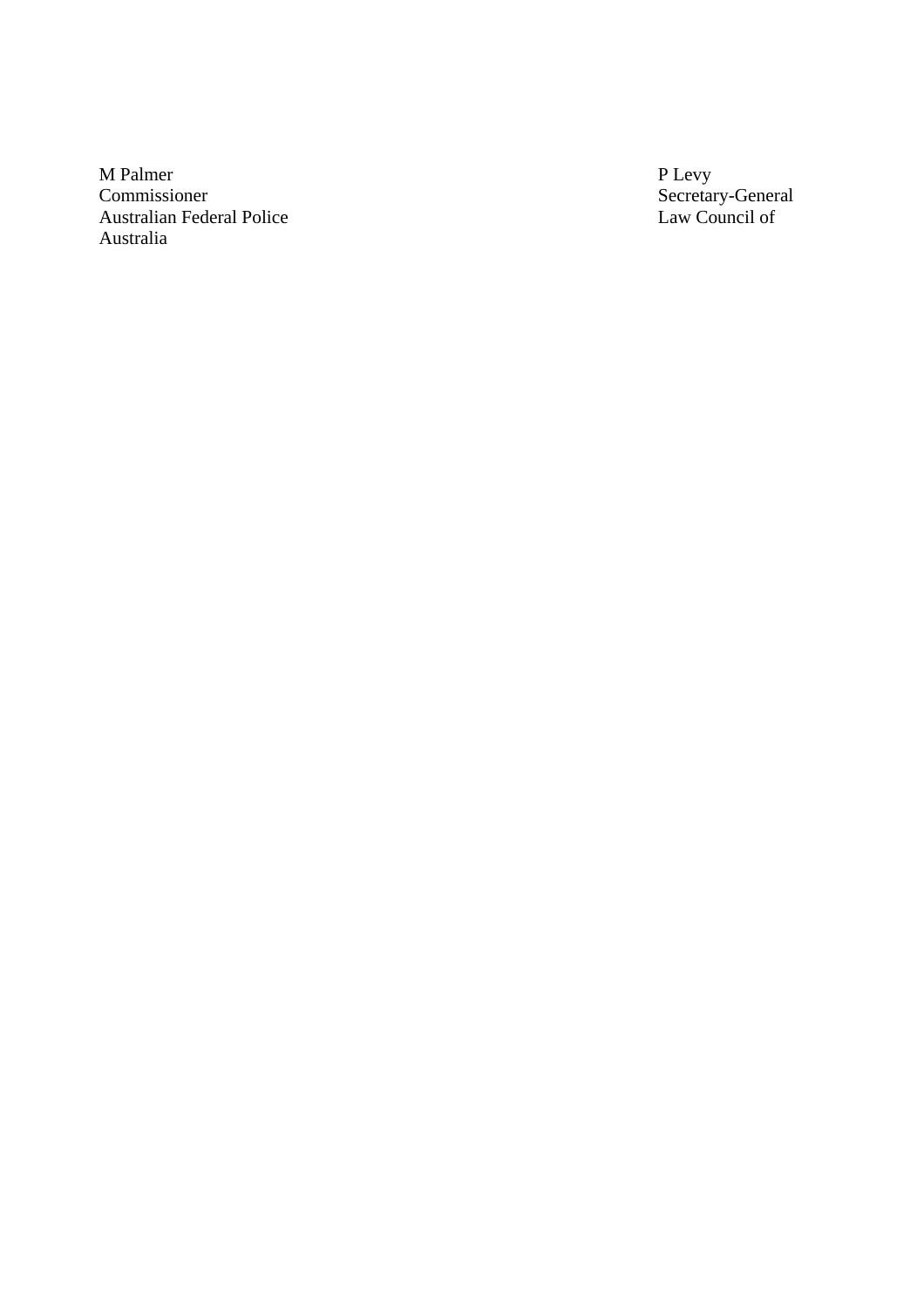M Palmer
Commissioner
Australian Federal Police
Australia

P Levy
Secretary-General
Law Council of